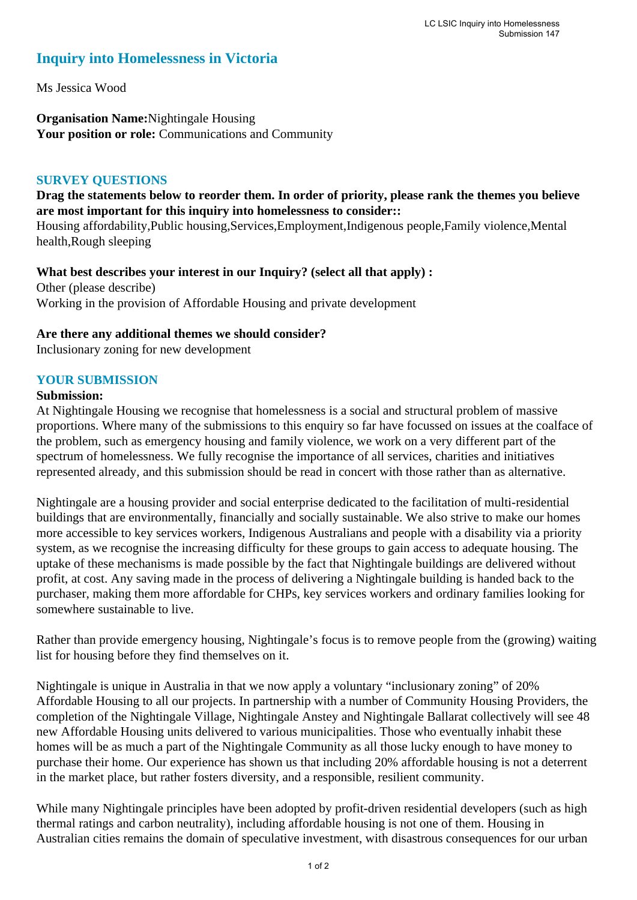# Inquiry into Homelessness in Victoria

Ms Jessica Wood

**Organisation Name:**Nightingale Housing
**Your position or role:** Communications and Community

## SURVEY QUESTIONS

**Drag the statements below to reorder them. In order of priority, please rank the themes you believe are most important for this inquiry into homelessness to consider::**
Housing affordability,Public housing,Services,Employment,Indigenous people,Family violence,Mental health,Rough sleeping

**What best describes your interest in our Inquiry? (select all that apply) :**
Other (please describe)
Working in the provision of Affordable Housing and private development

**Are there any additional themes we should consider?**
Inclusionary zoning for new development

## YOUR SUBMISSION

**Submission:**
At Nightingale Housing we recognise that homelessness is a social and structural problem of massive proportions. Where many of the submissions to this enquiry so far have focussed on issues at the coalface of the problem, such as emergency housing and family violence, we work on a very different part of the spectrum of homelessness. We fully recognise the importance of all services, charities and initiatives represented already, and this submission should be read in concert with those rather than as alternative.

Nightingale are a housing provider and social enterprise dedicated to the facilitation of multi-residential buildings that are environmentally, financially and socially sustainable. We also strive to make our homes more accessible to key services workers, Indigenous Australians and people with a disability via a priority system, as we recognise the increasing difficulty for these groups to gain access to adequate housing. The uptake of these mechanisms is made possible by the fact that Nightingale buildings are delivered without profit, at cost. Any saving made in the process of delivering a Nightingale building is handed back to the purchaser, making them more affordable for CHPs, key services workers and ordinary families looking for somewhere sustainable to live.

Rather than provide emergency housing, Nightingale's focus is to remove people from the (growing) waiting list for housing before they find themselves on it.

Nightingale is unique in Australia in that we now apply a voluntary "inclusionary zoning" of 20% Affordable Housing to all our projects. In partnership with a number of Community Housing Providers, the completion of the Nightingale Village, Nightingale Anstey and Nightingale Ballarat collectively will see 48 new Affordable Housing units delivered to various municipalities. Those who eventually inhabit these homes will be as much a part of the Nightingale Community as all those lucky enough to have money to purchase their home. Our experience has shown us that including 20% affordable housing is not a deterrent in the market place, but rather fosters diversity, and a responsible, resilient community.

While many Nightingale principles have been adopted by profit-driven residential developers (such as high thermal ratings and carbon neutrality), including affordable housing is not one of them. Housing in Australian cities remains the domain of speculative investment, with disastrous consequences for our urban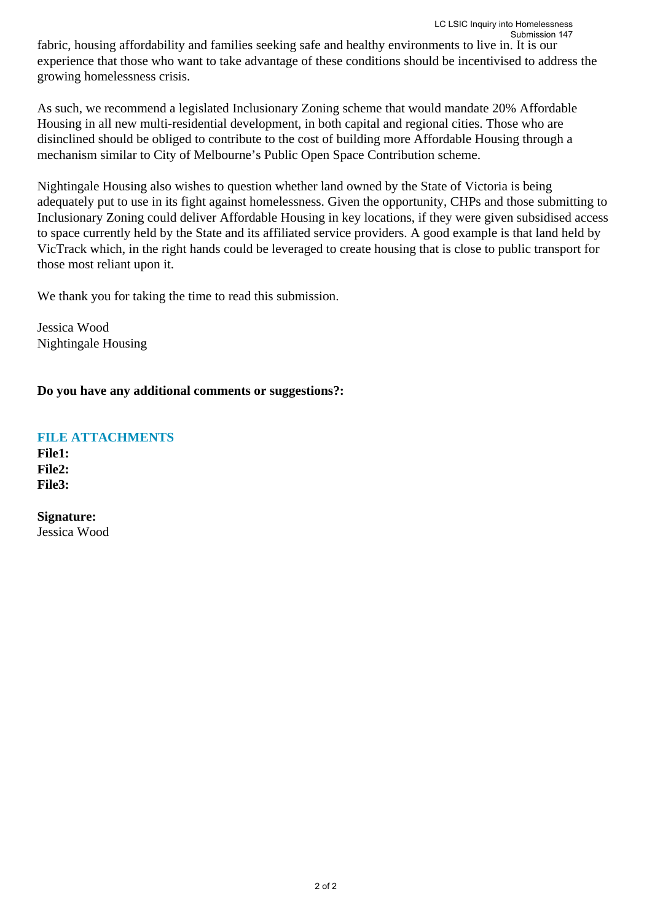fabric, housing affordability and families seeking safe and healthy environments to live in. It is our experience that those who want to take advantage of these conditions should be incentivised to address the growing homelessness crisis.

As such, we recommend a legislated Inclusionary Zoning scheme that would mandate 20% Affordable Housing in all new multi-residential development, in both capital and regional cities. Those who are disinclined should be obliged to contribute to the cost of building more Affordable Housing through a mechanism similar to City of Melbourne's Public Open Space Contribution scheme.

Nightingale Housing also wishes to question whether land owned by the State of Victoria is being adequately put to use in its fight against homelessness. Given the opportunity, CHPs and those submitting to Inclusionary Zoning could deliver Affordable Housing in key locations, if they were given subsidised access to space currently held by the State and its affiliated service providers. A good example is that land held by VicTrack which, in the right hands could be leveraged to create housing that is close to public transport for those most reliant upon it.

We thank you for taking the time to read this submission.

Jessica Wood
Nightingale Housing

**Do you have any additional comments or suggestions?:**

## FILE ATTACHMENTS

**File1:**
**File2:**
**File3:**

**Signature:**
Jessica Wood